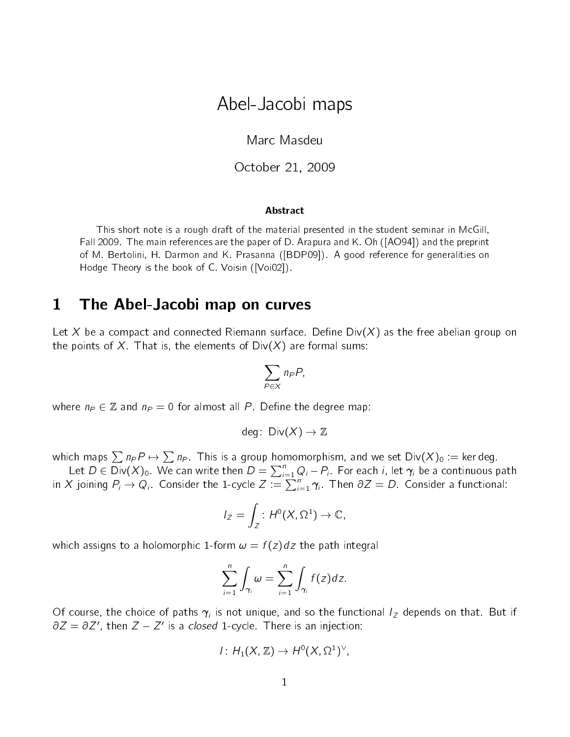# Abel-Jacobi maps

Marc Masdeu

October 21, 2009

**Abstract**

This short note is a rough draft of the material presented in the student seminar in McGill, Fall 2009. The main references are the paper of D. Arapura and K. Oh ([AO94]) and the preprint of M. Bertolini, H. Darmon and K. Prasanna ([BDP09]). A good reference for generalities on Hodge Theory is the book of C. Voisin ([Voi02]).

## 1 The Abel-Jacobi map on curves

Let $X$ be a compact and connected Riemann surface. Define $\mathrm{Div}(X)$ as the free abelian group on the points of $X$. That is, the elements of $\mathrm{Div}(X)$ are formal sums:

$$\sum_{P \in X} n_P P,$$

where $n_P \in \mathbb{Z}$ and $n_P = 0$ for almost all $P$. Define the degree map:

$$\deg\colon \mathrm{Div}(X) \to \mathbb{Z}$$

which maps $\sum n_P P \mapsto \sum n_P$. This is a group homomorphism, and we set $\mathrm{Div}(X)_0 := \ker \deg$.

Let $D \in \mathrm{Div}(X)_0$. We can write then $D = \sum_{i=1}^{n} Q_i - P_i$. For each $i$, let $\boldsymbol{\gamma}_i$ be a continuous path in $X$ joining $P_i \to Q_i$. Consider the 1-cycle $Z := \sum_{i=1}^{n} \boldsymbol{\gamma}_i$. Then $\partial Z = D$. Consider a functional:

$$I_Z = \int_Z \colon H^0(X, \Omega^1) \to \mathbb{C},$$

which assigns to a holomorphic 1-form $\omega = f(z)dz$ the path integral

$$\sum_{i=1}^{n} \int_{\boldsymbol{\gamma}_i} \omega = \sum_{i=1}^{n} \int_{\boldsymbol{\gamma}_i} f(z)dz.$$

Of course, the choice of paths $\boldsymbol{\gamma}_i$ is not unique, and so the functional $I_Z$ depends on that. But if $\partial Z = \partial Z'$, then $Z - Z'$ is a *closed* 1-cycle. There is an injection:

$$I\colon H_1(X, \mathbb{Z}) \to H^0(X, \Omega^1)^\vee,$$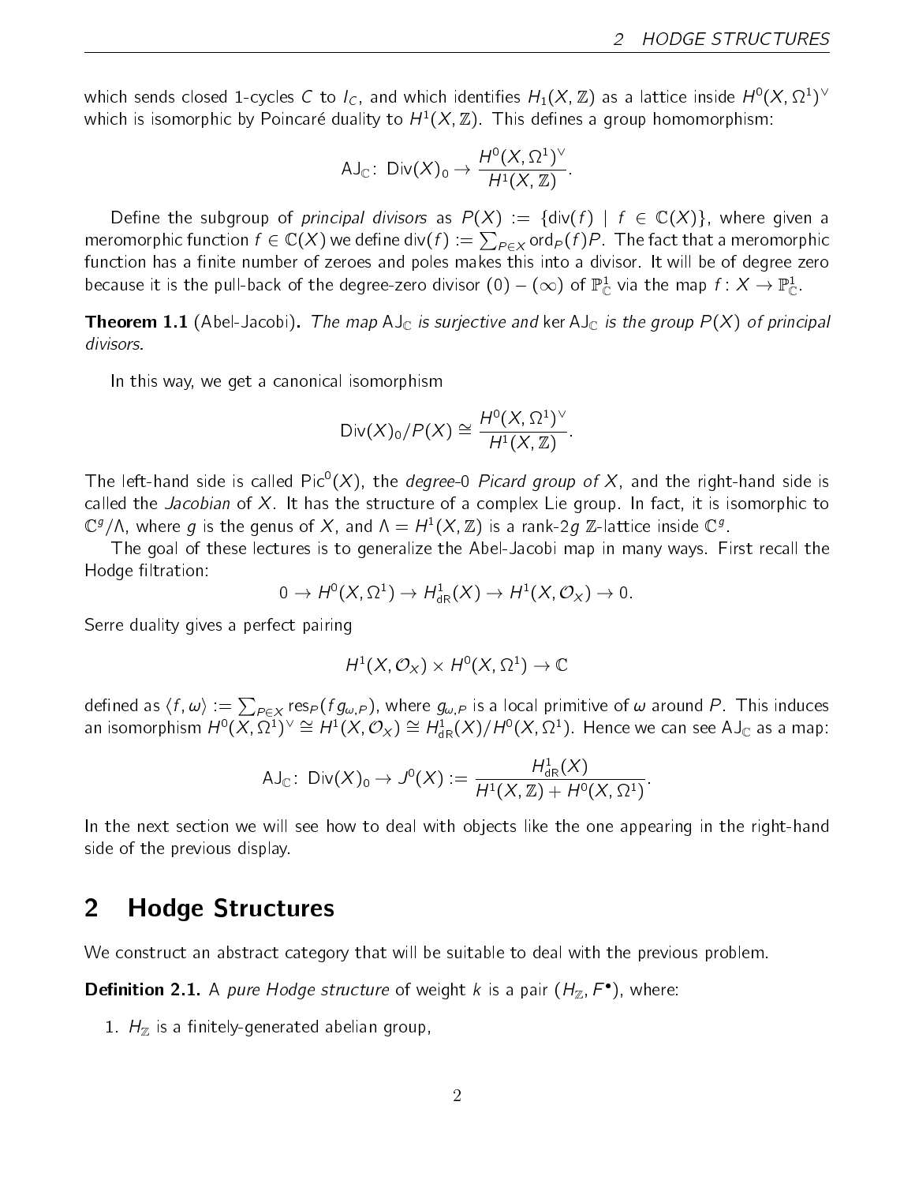which sends closed 1-cycles $C$ to $I_C$, and which identifies $H_1(X, \mathbb{Z})$ as a lattice inside $H^0(X, \Omega^1)^\vee$ which is isomorphic by Poincaré duality to $H^1(X, \mathbb{Z})$. This defines a group homomorphism:

$$\mathrm{AJ}_\mathbb{C} \colon \mathrm{Div}(X)_0 \to \frac{H^0(X, \Omega^1)^\vee}{H^1(X, \mathbb{Z})}.$$

Define the subgroup of *principal divisors* as $P(X) := \{\mathrm{div}(f) \mid f \in \mathbb{C}(X)\}$, where given a meromorphic function $f \in \mathbb{C}(X)$ we define $\mathrm{div}(f) := \sum_{P \in X} \mathrm{ord}_P(f) P$. The fact that a meromorphic function has a finite number of zeroes and poles makes this into a divisor. It will be of degree zero because it is the pull-back of the degree-zero divisor $(0) - (\infty)$ of $\mathbb{P}^1_\mathbb{C}$ via the map $f \colon X \to \mathbb{P}^1_\mathbb{C}$.

**Theorem 1.1** (Abel-Jacobi). *The map* $\mathrm{AJ}_\mathbb{C}$ *is surjective and* $\ker \mathrm{AJ}_\mathbb{C}$ *is the group* $P(X)$ *of principal divisors.*

In this way, we get a canonical isomorphism

$$\mathrm{Div}(X)_0 / P(X) \cong \frac{H^0(X, \Omega^1)^\vee}{H^1(X, \mathbb{Z})}.$$

The left-hand side is called $\mathrm{Pic}^0(X)$, the *degree-0 Picard group of X*, and the right-hand side is called the *Jacobian* of $X$. It has the structure of a complex Lie group. In fact, it is isomorphic to $\mathbb{C}^g/\Lambda$, where $g$ is the genus of $X$, and $\Lambda = H^1(X, \mathbb{Z})$ is a rank-$2g$ $\mathbb{Z}$-lattice inside $\mathbb{C}^g$.

The goal of these lectures is to generalize the Abel-Jacobi map in many ways. First recall the Hodge filtration:

$$0 \to H^0(X, \Omega^1) \to H^1_{\mathrm{dR}}(X) \to H^1(X, \mathcal{O}_X) \to 0.$$

Serre duality gives a perfect pairing

$$H^1(X, \mathcal{O}_X) \times H^0(X, \Omega^1) \to \mathbb{C}$$

defined as $\langle f, \omega \rangle := \sum_{P \in X} \mathrm{res}_P(f g_{\omega,P})$, where $g_{\omega,P}$ is a local primitive of $\omega$ around $P$. This induces an isomorphism $H^0(X, \Omega^1)^\vee \cong H^1(X, \mathcal{O}_X) \cong H^1_{\mathrm{dR}}(X)/H^0(X, \Omega^1)$. Hence we can see $\mathrm{AJ}_\mathbb{C}$ as a map:

$$\mathrm{AJ}_\mathbb{C} \colon \mathrm{Div}(X)_0 \to J^0(X) := \frac{H^1_{\mathrm{dR}}(X)}{H^1(X, \mathbb{Z}) + H^0(X, \Omega^1)}.$$

In the next section we will see how to deal with objects like the one appearing in the right-hand side of the previous display.

## 2 Hodge Structures

We construct an abstract category that will be suitable to deal with the previous problem.

**Definition 2.1.** A *pure Hodge structure* of weight $k$ is a pair $(H_\mathbb{Z}, F^\bullet)$, where:

1. $H_\mathbb{Z}$ is a finitely-generated abelian group,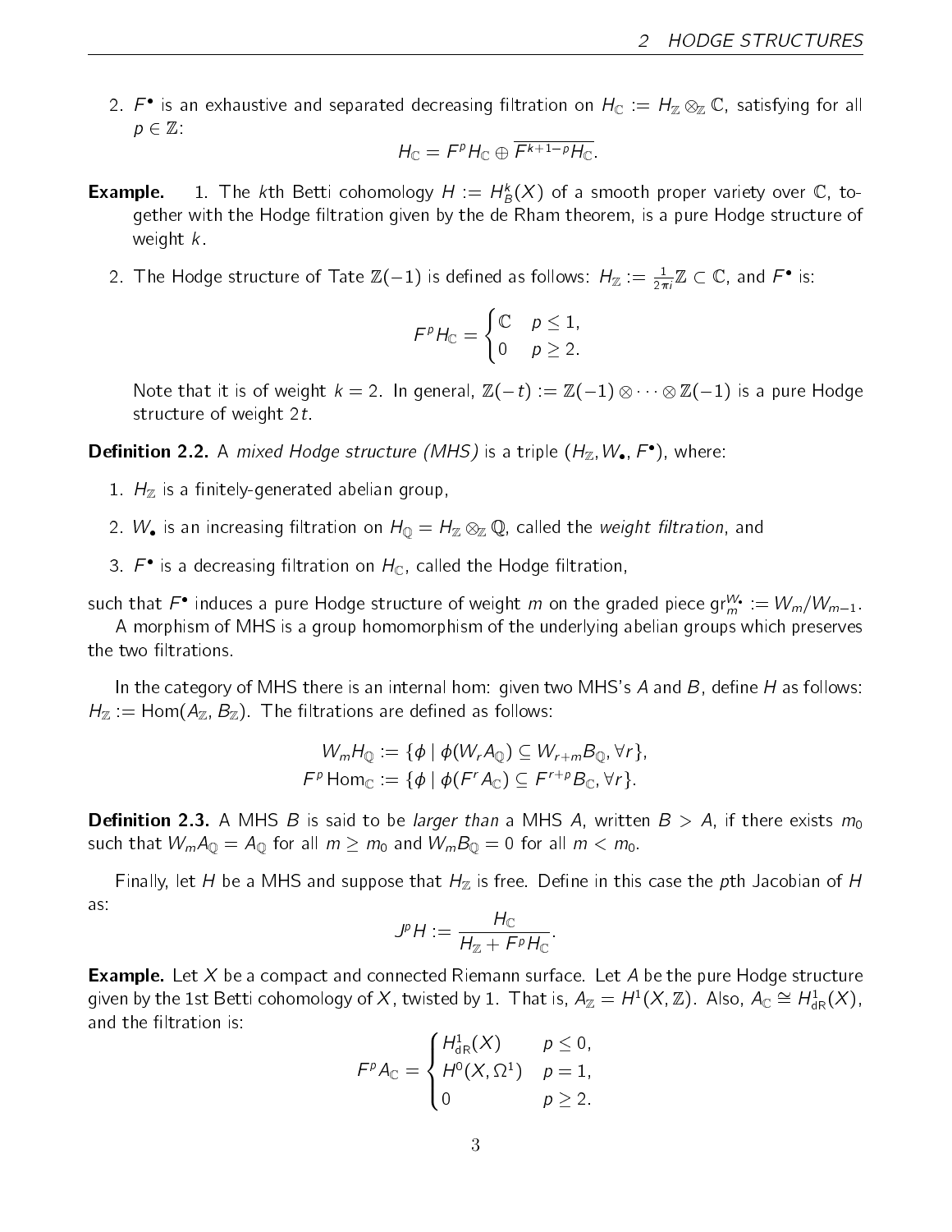2. $F^\bullet$ is an exhaustive and separated decreasing filtration on $H_\mathbb{C} := H_\mathbb{Z} \otimes_\mathbb{Z} \mathbb{C}$, satisfying for all $p \in \mathbb{Z}$:

$$H_\mathbb{C} = F^p H_\mathbb{C} \oplus \overline{F^{k+1-p} H_\mathbb{C}}.$$

**Example.**

1. The $k$th Betti cohomology $H := H^k_B(X)$ of a smooth proper variety over $\mathbb{C}$, together with the Hodge filtration given by the de Rham theorem, is a pure Hodge structure of weight $k$.

2. The Hodge structure of Tate $\mathbb{Z}(-1)$ is defined as follows: $H_\mathbb{Z} := \frac{1}{2\pi i}\mathbb{Z} \subset \mathbb{C}$, and $F^\bullet$ is:

$$F^p H_\mathbb{C} = \begin{cases} \mathbb{C} & p \leq 1, \\ 0 & p \geq 2. \end{cases}$$

   Note that it is of weight $k = 2$. In general, $\mathbb{Z}(-t) := \mathbb{Z}(-1) \otimes \cdots \otimes \mathbb{Z}(-1)$ is a pure Hodge structure of weight $2t$.

**Definition 2.2.** A *mixed Hodge structure (MHS)* is a triple $(H_\mathbb{Z}, W_\bullet, F^\bullet)$, where:

1. $H_\mathbb{Z}$ is a finitely-generated abelian group,
2. $W_\bullet$ is an increasing filtration on $H_\mathbb{Q} = H_\mathbb{Z} \otimes_\mathbb{Z} \mathbb{Q}$, called the *weight filtration*, and
3. $F^\bullet$ is a decreasing filtration on $H_\mathbb{C}$, called the Hodge filtration,

such that $F^\bullet$ induces a pure Hodge structure of weight $m$ on the graded piece $\mathrm{gr}^{W_\bullet}_m := W_m / W_{m-1}$.

A morphism of MHS is a group homomorphism of the underlying abelian groups which preserves the two filtrations.

In the category of MHS there is an internal hom: given two MHS's $A$ and $B$, define $H$ as follows: $H_\mathbb{Z} := \mathrm{Hom}(A_\mathbb{Z}, B_\mathbb{Z})$. The filtrations are defined as follows:

$$W_m H_\mathbb{Q} := \{\phi \mid \phi(W_r A_\mathbb{Q}) \subseteq W_{r+m} B_\mathbb{Q}, \forall r\},$$
$$F^p \,\mathrm{Hom}_\mathbb{C} := \{\phi \mid \phi(F^r A_\mathbb{C}) \subseteq F^{r+p} B_\mathbb{C}, \forall r\}.$$

**Definition 2.3.** A MHS $B$ is said to be *larger than* a MHS $A$, written $B > A$, if there exists $m_0$ such that $W_m A_\mathbb{Q} = A_\mathbb{Q}$ for all $m \geq m_0$ and $W_m B_\mathbb{Q} = 0$ for all $m < m_0$.

Finally, let $H$ be a MHS and suppose that $H_\mathbb{Z}$ is free. Define in this case the $p$th Jacobian of $H$ as:

$$J^p H := \frac{H_\mathbb{C}}{H_\mathbb{Z} + F^p H_\mathbb{C}}.$$

**Example.** Let $X$ be a compact and connected Riemann surface. Let $A$ be the pure Hodge structure given by the 1st Betti cohomology of $X$, twisted by 1. That is, $A_\mathbb{Z} = H^1(X, \mathbb{Z})$. Also, $A_\mathbb{C} \cong H^1_{\mathrm{dR}}(X)$, and the filtration is:

$$F^p A_\mathbb{C} = \begin{cases} H^1_{\mathrm{dR}}(X) & p \leq 0, \\ H^0(X, \Omega^1) & p = 1, \\ 0 & p \geq 2. \end{cases}$$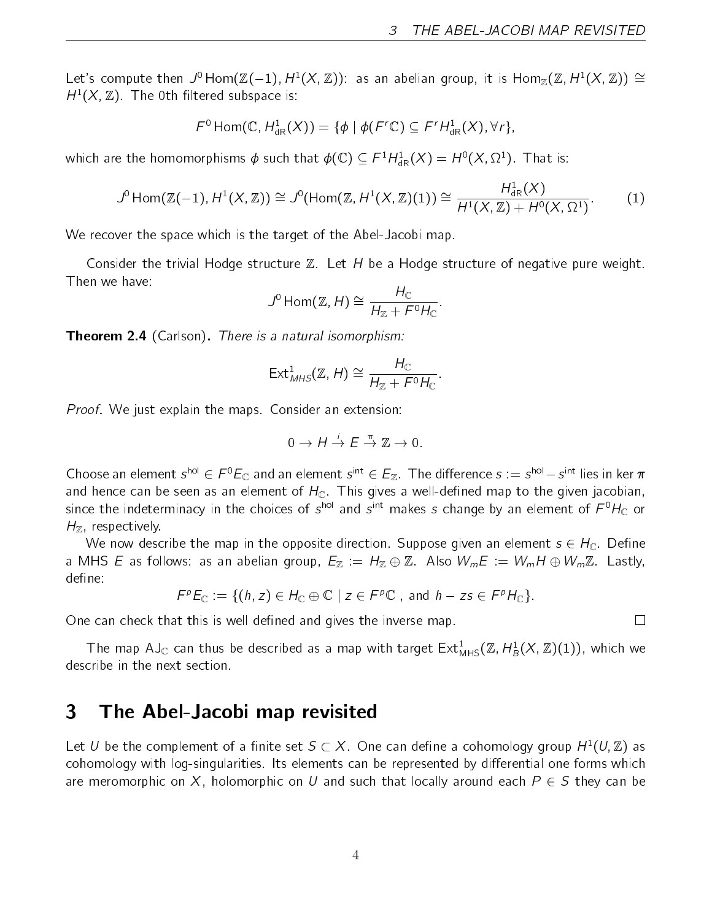Let's compute then $J^0 \operatorname{Hom}(\mathbb{Z}(-1), H^1(X,\mathbb{Z}))$: as an abelian group, it is $\operatorname{Hom}_{\mathbb{Z}}(\mathbb{Z}, H^1(X,\mathbb{Z})) \cong H^1(X,\mathbb{Z})$. The 0th filtered subspace is:

$$F^0 \operatorname{Hom}(\mathbb{C}, H^1_{\mathrm{dR}}(X)) = \{\phi \mid \phi(F^r\mathbb{C}) \subseteq F^r H^1_{\mathrm{dR}}(X), \forall r\},$$

which are the homomorphisms $\phi$ such that $\phi(\mathbb{C}) \subseteq F^1 H^1_{\mathrm{dR}}(X) = H^0(X, \Omega^1)$. That is:

$$J^0 \operatorname{Hom}(\mathbb{Z}(-1), H^1(X,\mathbb{Z})) \cong J^0(\operatorname{Hom}(\mathbb{Z}, H^1(X,\mathbb{Z})(1)) \cong \frac{H^1_{\mathrm{dR}}(X)}{H^1(X,\mathbb{Z}) + H^0(X,\Omega^1)}. \tag{1}$$

We recover the space which is the target of the Abel-Jacobi map.

Consider the trivial Hodge structure $\mathbb{Z}$. Let $H$ be a Hodge structure of negative pure weight. Then we have:

$$J^0 \operatorname{Hom}(\mathbb{Z}, H) \cong \frac{H_{\mathbb{C}}}{H_{\mathbb{Z}} + F^0 H_{\mathbb{C}}}.$$

**Theorem 2.4** (Carlson)**.** *There is a natural isomorphism:*

$$\operatorname{Ext}^1_{MHS}(\mathbb{Z}, H) \cong \frac{H_{\mathbb{C}}}{H_{\mathbb{Z}} + F^0 H_{\mathbb{C}}}.$$

*Proof.* We just explain the maps. Consider an extension:

$$0 \to H \xrightarrow{i} E \xrightarrow{\pi} \mathbb{Z} \to 0.$$

Choose an element $s^{\mathrm{hol}} \in F^0 E_{\mathbb{C}}$ and an element $s^{\mathrm{int}} \in E_{\mathbb{Z}}$. The difference $s := s^{\mathrm{hol}} - s^{\mathrm{int}}$ lies in $\ker \pi$ and hence can be seen as an element of $H_{\mathbb{C}}$. This gives a well-defined map to the given jacobian, since the indeterminacy in the choices of $s^{\mathrm{hol}}$ and $s^{\mathrm{int}}$ makes $s$ change by an element of $F^0 H_{\mathbb{C}}$ or $H_{\mathbb{Z}}$, respectively.

We now describe the map in the opposite direction. Suppose given an element $s \in H_{\mathbb{C}}$. Define a MHS $E$ as follows: as an abelian group, $E_{\mathbb{Z}} := H_{\mathbb{Z}} \oplus \mathbb{Z}$. Also $W_m E := W_m H \oplus W_m \mathbb{Z}$. Lastly, define:

$$F^p E_{\mathbb{C}} := \{(h, z) \in H_{\mathbb{C}} \oplus \mathbb{C} \mid z \in F^p\mathbb{C} \text{ , and } h - zs \in F^p H_{\mathbb{C}}\}.$$

One can check that this is well defined and gives the inverse map. □

The map $\mathrm{AJ}_{\mathbb{C}}$ can thus be described as a map with target $\operatorname{Ext}^1_{\mathrm{MHS}}(\mathbb{Z}, H^1_B(X,\mathbb{Z})(1))$, which we describe in the next section.

# 3 The Abel-Jacobi map revisited

Let $U$ be the complement of a finite set $S \subset X$. One can define a cohomology group $H^1(U,\mathbb{Z})$ as cohomology with log-singularities. Its elements can be represented by differential one forms which are meromorphic on $X$, holomorphic on $U$ and such that locally around each $P \in S$ they can be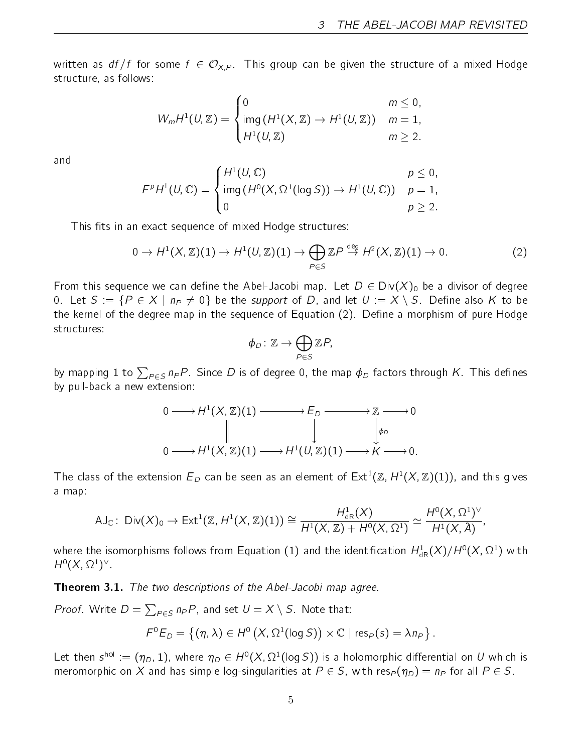written as $df/f$ for some $f \in \mathcal{O}_{X,P}$. This group can be given the structure of a mixed Hodge structure, as follows:

$$W_m H^1(U, \mathbb{Z}) = \begin{cases} 0 & m \leq 0, \\ \operatorname{img}\left(H^1(X, \mathbb{Z}) \to H^1(U, \mathbb{Z})\right) & m = 1, \\ H^1(U, \mathbb{Z}) & m \geq 2. \end{cases}$$

and

$$F^p H^1(U, \mathbb{C}) = \begin{cases} H^1(U, \mathbb{C}) & p \leq 0, \\ \operatorname{img}\left(H^0(X, \Omega^1(\log S)) \to H^1(U, \mathbb{C})\right) & p = 1, \\ 0 & p \geq 2. \end{cases}$$

This fits in an exact sequence of mixed Hodge structures:

$$0 \to H^1(X, \mathbb{Z})(1) \to H^1(U, \mathbb{Z})(1) \to \bigoplus_{P \in S} \mathbb{Z}P \overset{\deg}{\to} H^2(X, \mathbb{Z})(1) \to 0. \tag{2}$$

From this sequence we can define the Abel-Jacobi map. Let $D \in \operatorname{Div}(X)_0$ be a divisor of degree 0. Let $S := \{P \in X \mid n_P \neq 0\}$ be the *support* of $D$, and let $U := X \setminus S$. Define also $K$ to be the kernel of the degree map in the sequence of Equation (2). Define a morphism of pure Hodge structures:

$$\phi_D \colon \mathbb{Z} \to \bigoplus_{P \in S} \mathbb{Z}P,$$

by mapping 1 to $\sum_{P \in S} n_P P$. Since $D$ is of degree 0, the map $\phi_D$ factors through $K$. This defines by pull-back a new extension:

$$\begin{array}{ccccccccc} 0 & \longrightarrow & H^1(X, \mathbb{Z})(1) & \longrightarrow & E_D & \longrightarrow & \mathbb{Z} & \longrightarrow & 0 \\ & & \| & & \downarrow & & \downarrow{\scriptstyle \phi_D} & & \\ 0 & \longrightarrow & H^1(X, \mathbb{Z})(1) & \longrightarrow & H^1(U, \mathbb{Z})(1) & \longrightarrow & K & \longrightarrow & 0. \end{array}$$

The class of the extension $E_D$ can be seen as an element of $\operatorname{Ext}^1(\mathbb{Z}, H^1(X, \mathbb{Z})(1))$, and this gives a map:

$$\mathrm{AJ}_{\mathbb{C}} \colon \operatorname{Div}(X)_0 \to \operatorname{Ext}^1(\mathbb{Z}, H^1(X, \mathbb{Z})(1)) \cong \frac{H^1_{\mathrm{dR}}(X)}{H^1(X, \mathbb{Z}) + H^0(X, \Omega^1)} \simeq \frac{H^0(X, \Omega^1)^\vee}{H^1(X, \mathbb{Z})},$$

where the isomorphisms follows from Equation (1) and the identification $H^1_{\mathrm{dR}}(X)/H^0(X, \Omega^1)$ with $H^0(X, \Omega^1)^\vee$.

**Theorem 3.1.** *The two descriptions of the Abel-Jacobi map agree.*

*Proof.* Write $D = \sum_{P \in S} n_P P$, and set $U = X \setminus S$. Note that:

$$F^0 E_D = \left\{ (\eta, \lambda) \in H^0\left(X, \Omega^1(\log S)\right) \times \mathbb{C} \mid \operatorname{res}_P(s) = \lambda n_P \right\}.$$

Let then $s^{\mathrm{hol}} := (\eta_D, 1)$, where $\eta_D \in H^0(X, \Omega^1(\log S))$ is a holomorphic differential on $U$ which is meromorphic on $X$ and has simple log-singularities at $P \in S$, with $\operatorname{res}_P(\eta_D) = n_P$ for all $P \in S$.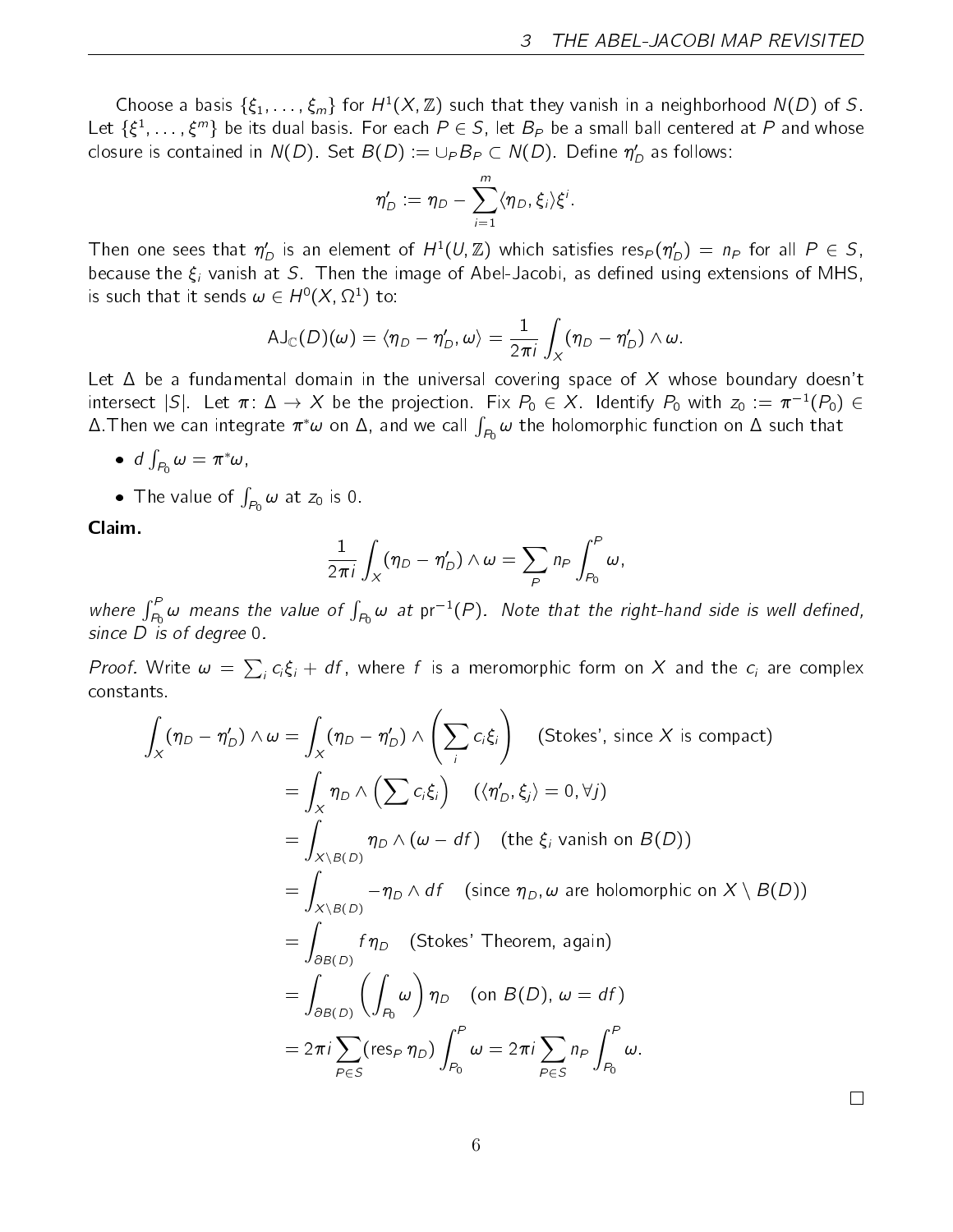Choose a basis $\{\xi_1, \ldots, \xi_m\}$ for $H^1(X, \mathbb{Z})$ such that they vanish in a neighborhood $N(D)$ of $S$. Let $\{\xi^1, \ldots, \xi^m\}$ be its dual basis. For each $P \in S$, let $B_P$ be a small ball centered at $P$ and whose closure is contained in $N(D)$. Set $B(D) := \cup_P B_P \subset N(D)$. Define $\eta'_D$ as follows:

$$\eta'_D := \eta_D - \sum_{i=1}^{m} \langle \eta_D, \xi_i \rangle \xi^i.$$

Then one sees that $\eta'_D$ is an element of $H^1(U, \mathbb{Z})$ which satisfies $\operatorname{res}_P(\eta'_D) = n_P$ for all $P \in S$, because the $\xi_i$ vanish at $S$. Then the image of Abel-Jacobi, as defined using extensions of MHS, is such that it sends $\omega \in H^0(X, \Omega^1)$ to:

$$\mathrm{AJ}_{\mathbb{C}}(D)(\omega) = \langle \eta_D - \eta'_D, \omega \rangle = \frac{1}{2\pi i} \int_X (\eta_D - \eta'_D) \wedge \omega.$$

Let $\Delta$ be a fundamental domain in the universal covering space of $X$ whose boundary doesn't intersect $|S|$. Let $\pi \colon \Delta \to X$ be the projection. Fix $P_0 \in X$. Identify $P_0$ with $z_0 := \pi^{-1}(P_0) \in \Delta$.Then we can integrate $\pi^*\omega$ on $\Delta$, and we call $\int_{P_0} \omega$ the holomorphic function on $\Delta$ such that

- $d \int_{P_0} \omega = \pi^* \omega$,
- The value of $\int_{P_0} \omega$ at $z_0$ is 0.

**Claim.**

$$\frac{1}{2\pi i} \int_X (\eta_D - \eta'_D) \wedge \omega = \sum_P n_P \int_{P_0}^{P} \omega,$$

*where $\int_{P_0}^{P} \omega$ means the value of $\int_{P_0} \omega$ at $\mathrm{pr}^{-1}(P)$. Note that the right-hand side is well defined, since $D$ is of degree 0.*

*Proof.* Write $\omega = \sum_i c_i \xi_i + df$, where $f$ is a meromorphic form on $X$ and the $c_i$ are complex constants.

$$\begin{aligned}
\int_X (\eta_D - \eta'_D) \wedge \omega &= \int_X (\eta_D - \eta'_D) \wedge \left( \sum_i c_i \xi_i \right) \quad \text{(Stokes', since } X \text{ is compact)} \\
&= \int_X \eta_D \wedge \left( \sum c_i \xi_i \right) \quad (\langle \eta'_D, \xi_j \rangle = 0, \forall j) \\
&= \int_{X \setminus B(D)} \eta_D \wedge (\omega - df) \quad \text{(the } \xi_i \text{ vanish on } B(D)) \\
&= \int_{X \setminus B(D)} -\eta_D \wedge df \quad \text{(since } \eta_D, \omega \text{ are holomorphic on } X \setminus B(D)) \\
&= \int_{\partial B(D)} f \eta_D \quad \text{(Stokes' Theorem, again)} \\
&= \int_{\partial B(D)} \left( \int_{P_0} \omega \right) \eta_D \quad \text{(on } B(D),\ \omega = df) \\
&= 2\pi i \sum_{P \in S} (\operatorname{res}_P \eta_D) \int_{P_0}^{P} \omega = 2\pi i \sum_{P \in S} n_P \int_{P_0}^{P} \omega.
\end{aligned}$$

$\square$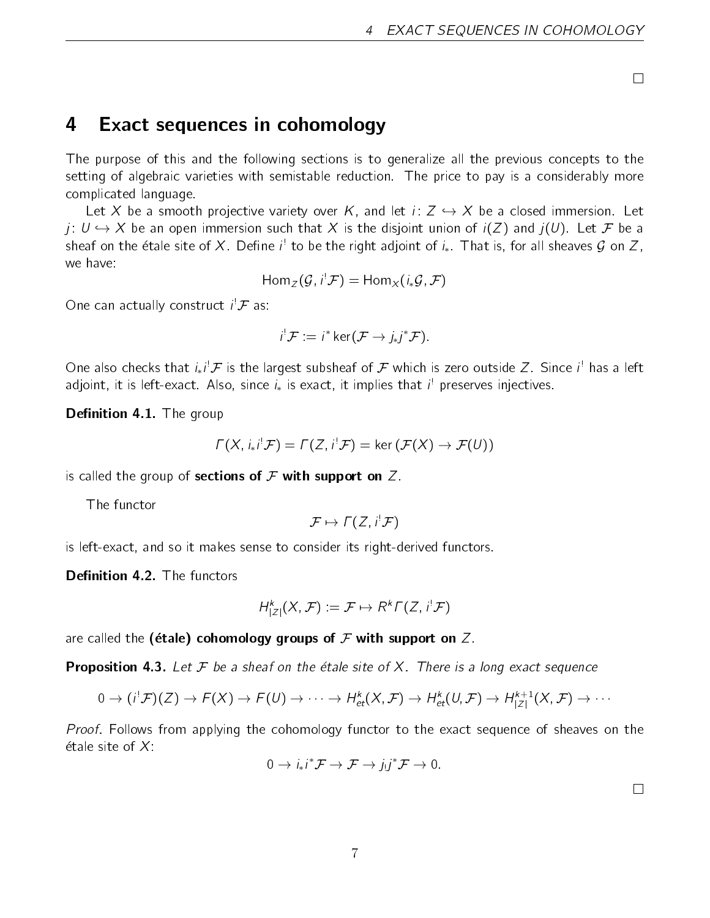□

## 4 Exact sequences in cohomology

The purpose of this and the following sections is to generalize all the previous concepts to the setting of algebraic varieties with semistable reduction. The price to pay is a considerably more complicated language.

Let $X$ be a smooth projective variety over $K$, and let $i\colon Z \hookrightarrow X$ be a closed immersion. Let $j\colon U \hookrightarrow X$ be an open immersion such that $X$ is the disjoint union of $i(Z)$ and $j(U)$. Let $\mathcal{F}$ be a sheaf on the étale site of $X$. Define $i^!$ to be the right adjoint of $i_*$. That is, for all sheaves $\mathcal{G}$ on $Z$, we have:

$$\mathrm{Hom}_Z(\mathcal{G}, i^!\mathcal{F}) = \mathrm{Hom}_X(i_*\mathcal{G}, \mathcal{F})$$

One can actually construct $i^!\mathcal{F}$ as:

$$i^!\mathcal{F} := i^* \ker(\mathcal{F} \to j_*j^*\mathcal{F}).$$

One also checks that $i_*i^!\mathcal{F}$ is the largest subsheaf of $\mathcal{F}$ which is zero outside $Z$. Since $i^!$ has a left adjoint, it is left-exact. Also, since $i_*$ is exact, it implies that $i^!$ preserves injectives.

**Definition 4.1.** The group

$$\Gamma(X, i_*i^!\mathcal{F}) = \Gamma(Z, i^!\mathcal{F}) = \ker\left(\mathcal{F}(X) \to \mathcal{F}(U)\right)$$

is called the group of **sections of $\mathcal{F}$ with support on** $Z$.

The functor

$$\mathcal{F} \mapsto \Gamma(Z, i^!\mathcal{F})$$

is left-exact, and so it makes sense to consider its right-derived functors.

**Definition 4.2.** The functors

$$H^k_{|Z|}(X, \mathcal{F}) := \mathcal{F} \mapsto R^k\Gamma(Z, i^!\mathcal{F})$$

are called the **(étale) cohomology groups of $\mathcal{F}$ with support on** $Z$.

**Proposition 4.3.** *Let $\mathcal{F}$ be a sheaf on the étale site of $X$. There is a long exact sequence*

$$0 \to (i^!\mathcal{F})(Z) \to F(X) \to F(U) \to \cdots \to H^k_{et}(X, \mathcal{F}) \to H^k_{et}(U, \mathcal{F}) \to H^{k+1}_{|Z|}(X, \mathcal{F}) \to \cdots$$

*Proof.* Follows from applying the cohomology functor to the exact sequence of sheaves on the étale site of $X$:

$$0 \to i_*i^*\mathcal{F} \to \mathcal{F} \to j_!j^*\mathcal{F} \to 0.$$

□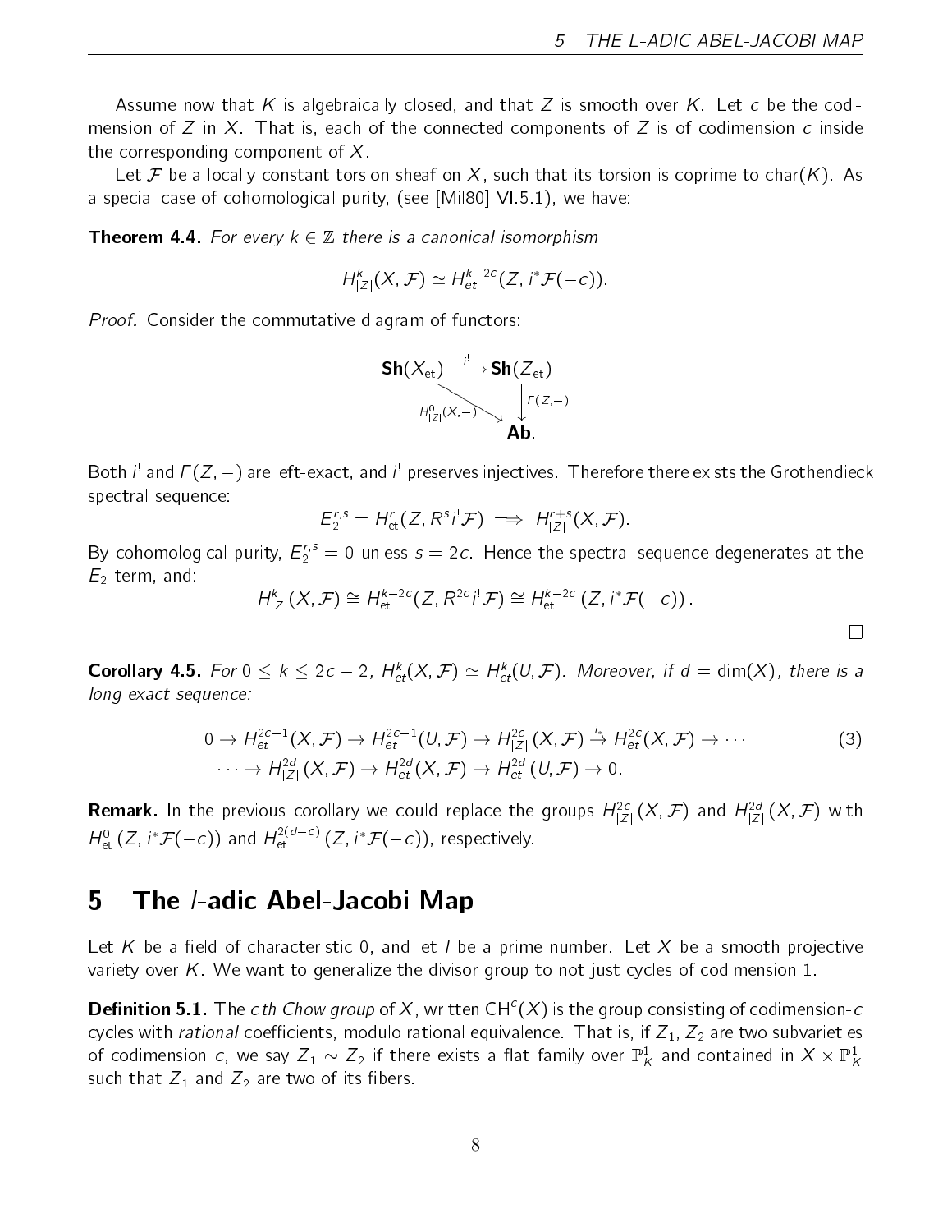Assume now that $K$ is algebraically closed, and that $Z$ is smooth over $K$. Let $c$ be the codimension of $Z$ in $X$. That is, each of the connected components of $Z$ is of codimension $c$ inside the corresponding component of $X$.

Let $\mathcal{F}$ be a locally constant torsion sheaf on $X$, such that its torsion is coprime to char$(K)$. As a special case of cohomological purity, (see [Mil80] VI.5.1), we have:

**Theorem 4.4.** *For every $k \in \mathbb{Z}$ there is a canonical isomorphism*

$$H^k_{|Z|}(X, \mathcal{F}) \simeq H^{k-2c}_{et}(Z, i^*\mathcal{F}(-c)).$$

*Proof.* Consider the commutative diagram of functors:

$$\begin{array}{ccc} \mathbf{Sh}(X_{\text{et}}) & \xrightarrow{i^!} & \mathbf{Sh}(Z_{\text{et}}) \\ & \searrow^{H^0_{|Z|}(X,-)} & \downarrow^{\Gamma(Z,-)} \\ & & \mathbf{Ab}. \end{array}$$

Both $i^!$ and $\Gamma(Z, -)$ are left-exact, and $i^!$ preserves injectives. Therefore there exists the Grothendieck spectral sequence:

$$E_2^{r,s} = H^r_{\text{et}}(Z, R^s i^! \mathcal{F}) \implies H^{r+s}_{|Z|}(X, \mathcal{F}).$$

By cohomological purity, $E_2^{r,s} = 0$ unless $s = 2c$. Hence the spectral sequence degenerates at the $E_2$-term, and:

$$H^k_{|Z|}(X, \mathcal{F}) \cong H^{k-2c}_{\text{et}}(Z, R^{2c} i^! \mathcal{F}) \cong H^{k-2c}_{\text{et}}(Z, i^*\mathcal{F}(-c)).$$

□

**Corollary 4.5.** *For $0 \leq k \leq 2c - 2$, $H^k_{et}(X, \mathcal{F}) \simeq H^k_{et}(U, \mathcal{F})$. Moreover, if $d = \dim(X)$, there is a long exact sequence:*

$$\begin{aligned} 0 \to H^{2c-1}_{et}(X, \mathcal{F}) \to H^{2c-1}_{et}(U, \mathcal{F}) \to H^{2c}_{|Z|}(X, \mathcal{F}) \xrightarrow{i_*} H^{2c}_{et}(X, \mathcal{F}) \to \cdots \\ \cdots \to H^{2d}_{|Z|}(X, \mathcal{F}) \to H^{2d}_{et}(X, \mathcal{F}) \to H^{2d}_{et}(U, \mathcal{F}) \to 0. \end{aligned} \tag{3}$$

**Remark.** In the previous corollary we could replace the groups $H^{2c}_{|Z|}(X, \mathcal{F})$ and $H^{2d}_{|Z|}(X, \mathcal{F})$ with $H^0_{\text{et}}(Z, i^*\mathcal{F}(-c))$ and $H^{2(d-c)}_{\text{et}}(Z, i^*\mathcal{F}(-c))$, respectively.

# 5 The $l$-adic Abel-Jacobi Map

Let $K$ be a field of characteristic 0, and let $l$ be a prime number. Let $X$ be a smooth projective variety over $K$. We want to generalize the divisor group to not just cycles of codimension 1.

**Definition 5.1.** The *cth Chow group* of $X$, written $\text{CH}^c(X)$ is the group consisting of codimension-$c$ cycles with *rational* coefficients, modulo rational equivalence. That is, if $Z_1, Z_2$ are two subvarieties of codimension $c$, we say $Z_1 \sim Z_2$ if there exists a flat family over $\mathbb{P}^1_K$ and contained in $X \times \mathbb{P}^1_K$ such that $Z_1$ and $Z_2$ are two of its fibers.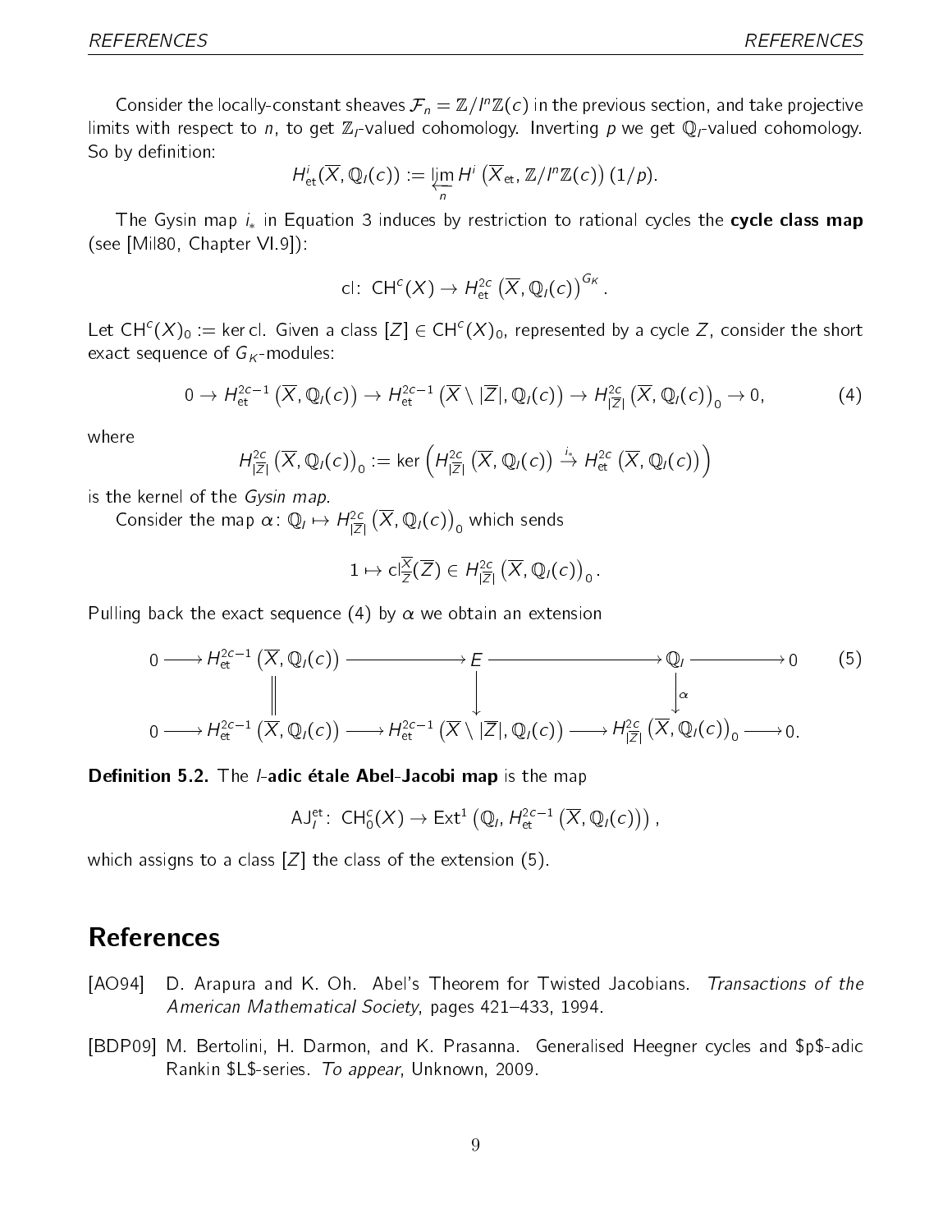Consider the locally-constant sheaves $\mathcal{F}_n = \mathbb{Z}/l^n\mathbb{Z}(c)$ in the previous section, and take projective limits with respect to $n$, to get $\mathbb{Z}_l$-valued cohomology. Inverting $p$ we get $\mathbb{Q}_l$-valued cohomology. So by definition:

$$H^i_{\text{et}}(\overline{X}, \mathbb{Q}_l(c)) := \varprojlim_n H^i\left(\overline{X}_{\text{et}}, \mathbb{Z}/l^n\mathbb{Z}(c)\right)(1/p).$$

The Gysin map $i_*$ in Equation 3 induces by restriction to rational cycles the **cycle class map** (see [Mil80, Chapter VI.9]):

$$\text{cl}\colon \text{CH}^c(X) \to H^{2c}_{\text{et}}\left(\overline{X}, \mathbb{Q}_l(c)\right)^{G_K}.$$

Let $\text{CH}^c(X)_0 := \ker \text{cl}$. Given a class $[Z] \in \text{CH}^c(X)_0$, represented by a cycle $Z$, consider the short exact sequence of $G_K$-modules:

$$0 \to H^{2c-1}_{\text{et}}\left(\overline{X}, \mathbb{Q}_l(c)\right) \to H^{2c-1}_{\text{et}}\left(\overline{X} \setminus |\overline{Z}|, \mathbb{Q}_l(c)\right) \to H^{2c}_{|\overline{Z}|}\left(\overline{X}, \mathbb{Q}_l(c)\right)_0 \to 0, \tag{4}$$

where

$$H^{2c}_{|\overline{Z}|}\left(\overline{X}, \mathbb{Q}_l(c)\right)_0 := \ker\left(H^{2c}_{|\overline{Z}|}\left(\overline{X}, \mathbb{Q}_l(c)\right) \xrightarrow{i_*} H^{2c}_{\text{et}}\left(\overline{X}, \mathbb{Q}_l(c)\right)\right)$$

is the kernel of the *Gysin map*.

Consider the map $\alpha\colon \mathbb{Q}_l \mapsto H^{2c}_{|\overline{Z}|}\left(\overline{X}, \mathbb{Q}_l(c)\right)_0$ which sends

$$1 \mapsto \text{cl}^{\overline{X}}_{\overline{Z}}(\overline{Z}) \in H^{2c}_{|\overline{Z}|}\left(\overline{X}, \mathbb{Q}_l(c)\right)_0.$$

Pulling back the exact sequence (4) by $\alpha$ we obtain an extension

$$\begin{array}{ccccccccc}
0 \longrightarrow & H^{2c-1}_{\text{et}}\left(\overline{X}, \mathbb{Q}_l(c)\right) & \longrightarrow & E & \longrightarrow & \mathbb{Q}_l & \longrightarrow 0 \\
& \Vert & & \downarrow & & \downarrow{\scriptstyle \alpha} & \\
0 \longrightarrow & H^{2c-1}_{\text{et}}\left(\overline{X}, \mathbb{Q}_l(c)\right) & \longrightarrow & H^{2c-1}_{\text{et}}\left(\overline{X} \setminus |\overline{Z}|, \mathbb{Q}_l(c)\right) & \longrightarrow & H^{2c}_{|\overline{Z}|}\left(\overline{X}, \mathbb{Q}_l(c)\right)_0 & \longrightarrow 0.
\end{array} \tag{5}$$

**Definition 5.2.** The ***l*-adic étale Abel-Jacobi map** is the map

$$\text{AJ}^{\text{et}}_l\colon \text{CH}^c_0(X) \to \text{Ext}^1\left(\mathbb{Q}_l, H^{2c-1}_{\text{et}}\left(\overline{X}, \mathbb{Q}_l(c)\right)\right),$$

which assigns to a class $[Z]$ the class of the extension (5).

# References

[AO94] D. Arapura and K. Oh. Abel's Theorem for Twisted Jacobians. *Transactions of the American Mathematical Society*, pages 421–433, 1994.

[BDP09] M. Bertolini, H. Darmon, and K. Prasanna. Generalised Heegner cycles and \$p\$-adic Rankin \$L\$-series. *To appear*, Unknown, 2009.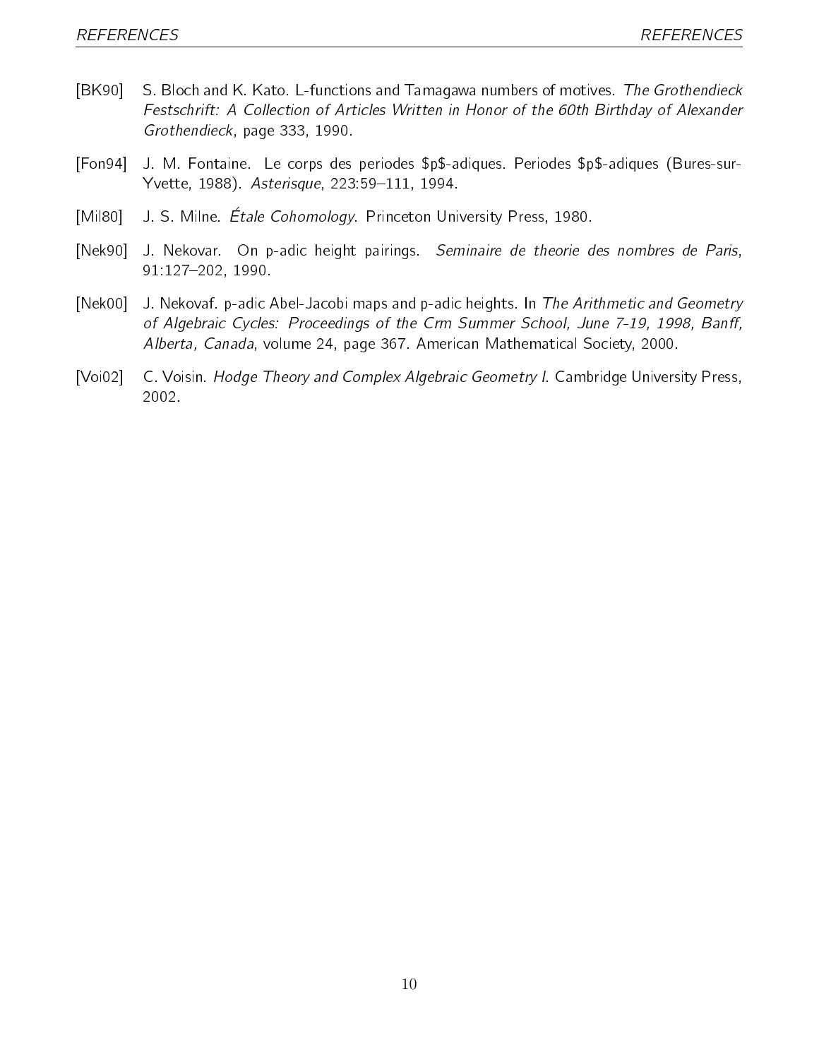[BK90] S. Bloch and K. Kato. L-functions and Tamagawa numbers of motives. *The Grothendieck Festschrift: A Collection of Articles Written in Honor of the 60th Birthday of Alexander Grothendieck*, page 333, 1990.

[Fon94] J. M. Fontaine. Le corps des periodes $p$-adiques. Periodes $p$-adiques (Bures-sur-Yvette, 1988). *Asterisque*, 223:59–111, 1994.

[Mil80] J. S. Milne. *Étale Cohomology*. Princeton University Press, 1980.

[Nek90] J. Nekovar. On p-adic height pairings. *Seminaire de theorie des nombres de Paris*, 91:127–202, 1990.

[Nek00] J. Nekovaf. p-adic Abel-Jacobi maps and p-adic heights. In *The Arithmetic and Geometry of Algebraic Cycles: Proceedings of the Crm Summer School, June 7-19, 1998, Banff, Alberta, Canada*, volume 24, page 367. American Mathematical Society, 2000.

[Voi02] C. Voisin. *Hodge Theory and Complex Algebraic Geometry I*. Cambridge University Press, 2002.